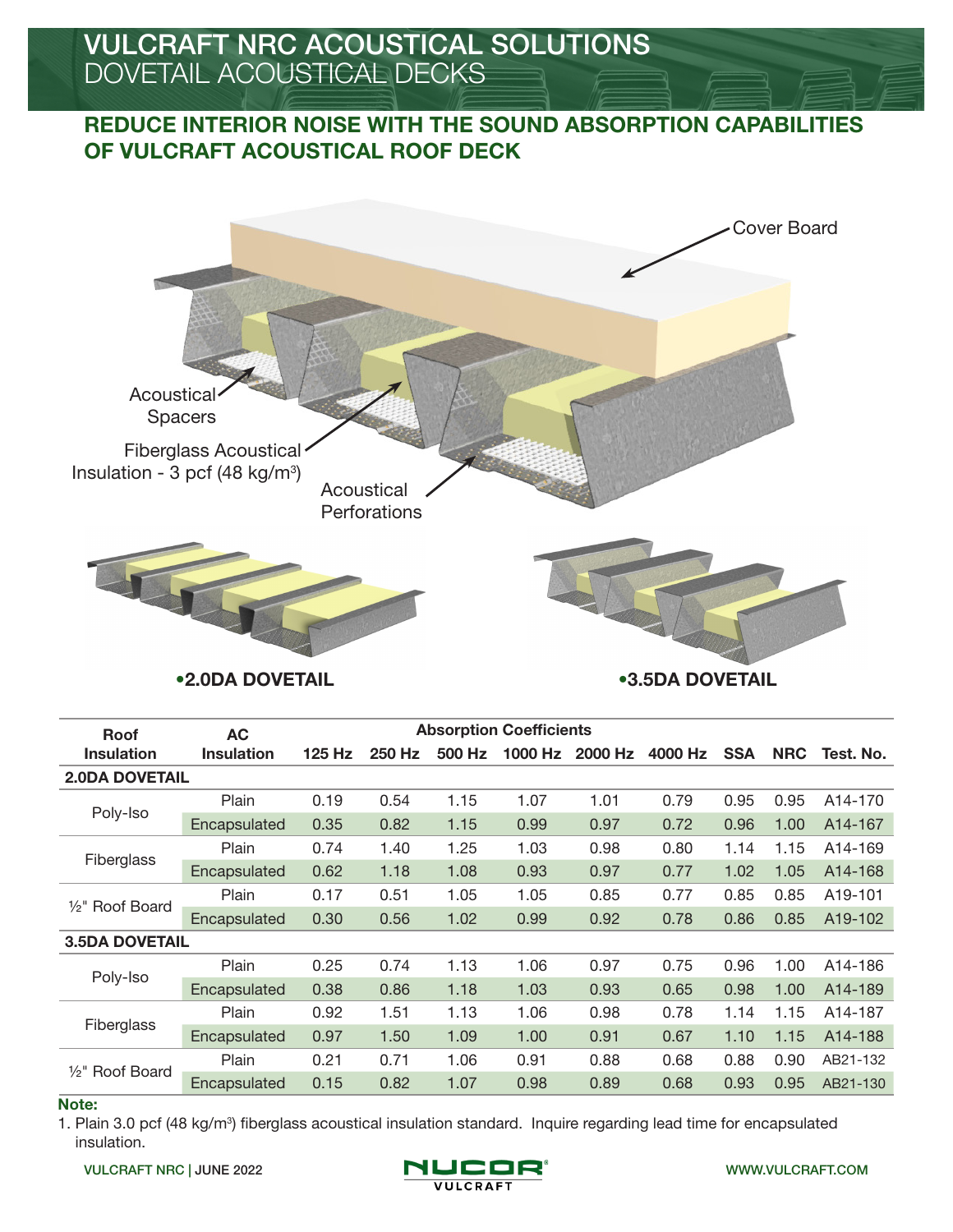# VULCRAFT NRC ACOUSTICAL SOLUTIONS
## DOVETAIL ACOUSTICAL DECKS

### REDUCE INTERIOR NOISE WITH THE SOUND ABSORPTION CAPABILITIES OF VULCRAFT ACOUSTICAL ROOF DECK

Cover Board

Acoustical Spacers

Fiberglass Acoustical Insulation - 3 pcf (48 kg/m³)

Acoustical Perforations

•2.0DA DOVETAIL

•3.5DA DOVETAIL

| Roof Insulation | AC Insulation | Absorption Coefficients | | | | | | | | |
|---|---|---|---|---|---|---|---|---|---|---|
| | | 125 Hz | 250 Hz | 500 Hz | 1000 Hz | 2000 Hz | 4000 Hz | SSA | NRC | Test. No. |
| **2.0DA DOVETAIL** | | | | | | | | | | |
| Poly-Iso | Plain | 0.19 | 0.54 | 1.15 | 1.07 | 1.01 | 0.79 | 0.95 | 0.95 | A14-170 |
| | Encapsulated | 0.35 | 0.82 | 1.15 | 0.99 | 0.97 | 0.72 | 0.96 | 1.00 | A14-167 |
| Fiberglass | Plain | 0.74 | 1.40 | 1.25 | 1.03 | 0.98 | 0.80 | 1.14 | 1.15 | A14-169 |
| | Encapsulated | 0.62 | 1.18 | 1.08 | 0.93 | 0.97 | 0.77 | 1.02 | 1.05 | A14-168 |
| ½" Roof Board | Plain | 0.17 | 0.51 | 1.05 | 1.05 | 0.85 | 0.77 | 0.85 | 0.85 | A19-101 |
| | Encapsulated | 0.30 | 0.56 | 1.02 | 0.99 | 0.92 | 0.78 | 0.86 | 0.85 | A19-102 |
| **3.5DA DOVETAIL** | | | | | | | | | | |
| Poly-Iso | Plain | 0.25 | 0.74 | 1.13 | 1.06 | 0.97 | 0.75 | 0.96 | 1.00 | A14-186 |
| | Encapsulated | 0.38 | 0.86 | 1.18 | 1.03 | 0.93 | 0.65 | 0.98 | 1.00 | A14-189 |
| Fiberglass | Plain | 0.92 | 1.51 | 1.13 | 1.06 | 0.98 | 0.78 | 1.14 | 1.15 | A14-187 |
| | Encapsulated | 0.97 | 1.50 | 1.09 | 1.00 | 0.91 | 0.67 | 1.10 | 1.15 | A14-188 |
| ½" Roof Board | Plain | 0.21 | 0.71 | 1.06 | 0.91 | 0.88 | 0.68 | 0.88 | 0.90 | AB21-132 |
| | Encapsulated | 0.15 | 0.82 | 1.07 | 0.98 | 0.89 | 0.68 | 0.93 | 0.95 | AB21-130 |

**Note:**

1. Plain 3.0 pcf (48 kg/m³) fiberglass acoustical insulation standard. Inquire regarding lead time for encapsulated insulation.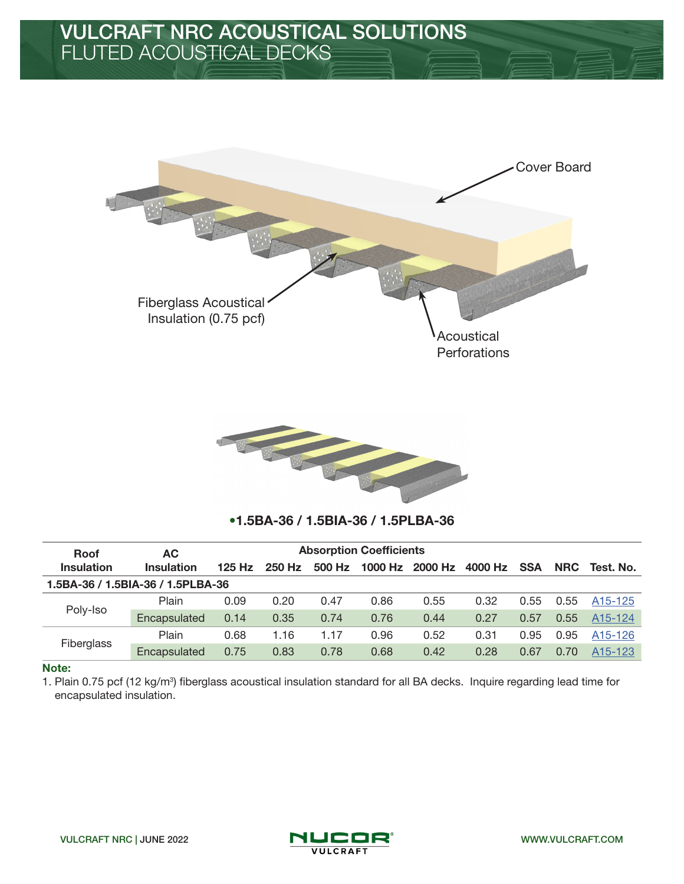# VULCRAFT NRC ACOUSTICAL SOLUTIONS
## FLUTED ACOUSTICAL DECKS

Cover Board

Fiberglass Acoustical Insulation (0.75 pcf)

Acoustical Perforations

•1.5BA-36 / 1.5BIA-36 / 1.5PLBA-36

| Roof Insulation | AC Insulation | Absorption Coefficients | | | | | | | | |
|---|---|---|---|---|---|---|---|---|---|---|
| | | 125 Hz | 250 Hz | 500 Hz | 1000 Hz | 2000 Hz | 4000 Hz | SSA | NRC | Test. No. |
| **1.5BA-36 / 1.5BIA-36 / 1.5PLBA-36** | | | | | | | | | | |
| Poly-Iso | Plain | 0.09 | 0.20 | 0.47 | 0.86 | 0.55 | 0.32 | 0.55 | 0.55 | A15-125 |
| | Encapsulated | 0.14 | 0.35 | 0.74 | 0.76 | 0.44 | 0.27 | 0.57 | 0.55 | A15-124 |
| Fiberglass | Plain | 0.68 | 1.16 | 1.17 | 0.96 | 0.52 | 0.31 | 0.95 | 0.95 | A15-126 |
| | Encapsulated | 0.75 | 0.83 | 0.78 | 0.68 | 0.42 | 0.28 | 0.67 | 0.70 | A15-123 |

**Note:**

1. Plain 0.75 pcf (12 kg/m$^3$) fiberglass acoustical insulation standard for all BA decks. Inquire regarding lead time for encapsulated insulation.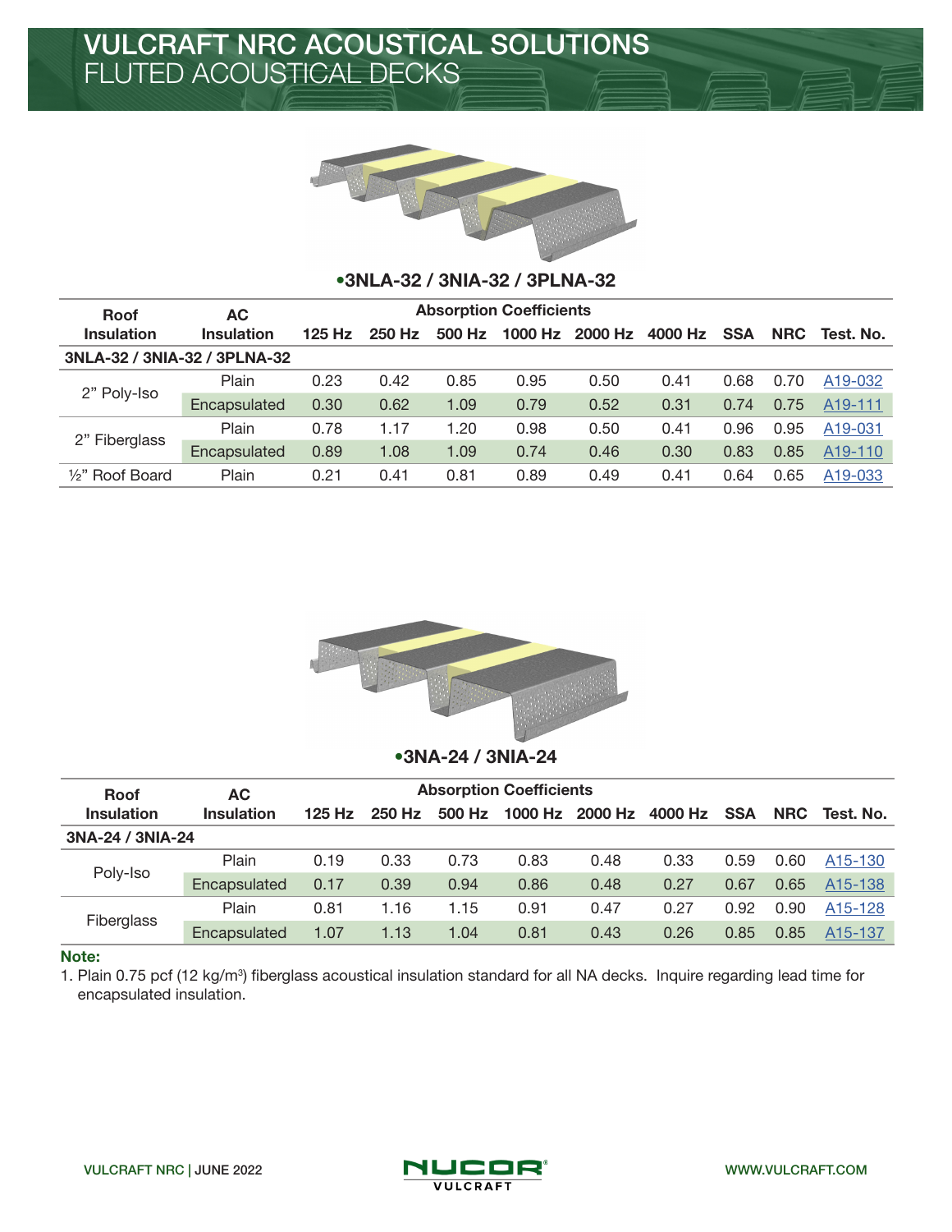# VULCRAFT NRC ACOUSTICAL SOLUTIONS
## FLUTED ACOUSTICAL DECKS

**•3NLA-32 / 3NIA-32 / 3PLNA-32**

| Roof Insulation | AC Insulation | Absorption Coefficients | | | | | | | | |
|---|---|---|---|---|---|---|---|---|---|---|
| | | 125 Hz | 250 Hz | 500 Hz | 1000 Hz | 2000 Hz | 4000 Hz | SSA | NRC | Test. No. |
| **3NLA-32 / 3NIA-32 / 3PLNA-32** | | | | | | | | | | |
| 2" Poly-Iso | Plain | 0.23 | 0.42 | 0.85 | 0.95 | 0.50 | 0.41 | 0.68 | 0.70 | A19-032 |
| | Encapsulated | 0.30 | 0.62 | 1.09 | 0.79 | 0.52 | 0.31 | 0.74 | 0.75 | A19-111 |
| 2" Fiberglass | Plain | 0.78 | 1.17 | 1.20 | 0.98 | 0.50 | 0.41 | 0.96 | 0.95 | A19-031 |
| | Encapsulated | 0.89 | 1.08 | 1.09 | 0.74 | 0.46 | 0.30 | 0.83 | 0.85 | A19-110 |
| ½" Roof Board | Plain | 0.21 | 0.41 | 0.81 | 0.89 | 0.49 | 0.41 | 0.64 | 0.65 | A19-033 |

**•3NA-24 / 3NIA-24**

| Roof Insulation | AC Insulation | Absorption Coefficients | | | | | | | | |
|---|---|---|---|---|---|---|---|---|---|---|
| | | 125 Hz | 250 Hz | 500 Hz | 1000 Hz | 2000 Hz | 4000 Hz | SSA | NRC | Test. No. |
| **3NA-24 / 3NIA-24** | | | | | | | | | | |
| Poly-Iso | Plain | 0.19 | 0.33 | 0.73 | 0.83 | 0.48 | 0.33 | 0.59 | 0.60 | A15-130 |
| | Encapsulated | 0.17 | 0.39 | 0.94 | 0.86 | 0.48 | 0.27 | 0.67 | 0.65 | A15-138 |
| Fiberglass | Plain | 0.81 | 1.16 | 1.15 | 0.91 | 0.47 | 0.27 | 0.92 | 0.90 | A15-128 |
| | Encapsulated | 1.07 | 1.13 | 1.04 | 0.81 | 0.43 | 0.26 | 0.85 | 0.85 | A15-137 |

**Note:**

1. Plain 0.75 pcf (12 kg/m$^3$) fiberglass acoustical insulation standard for all NA decks. Inquire regarding lead time for encapsulated insulation.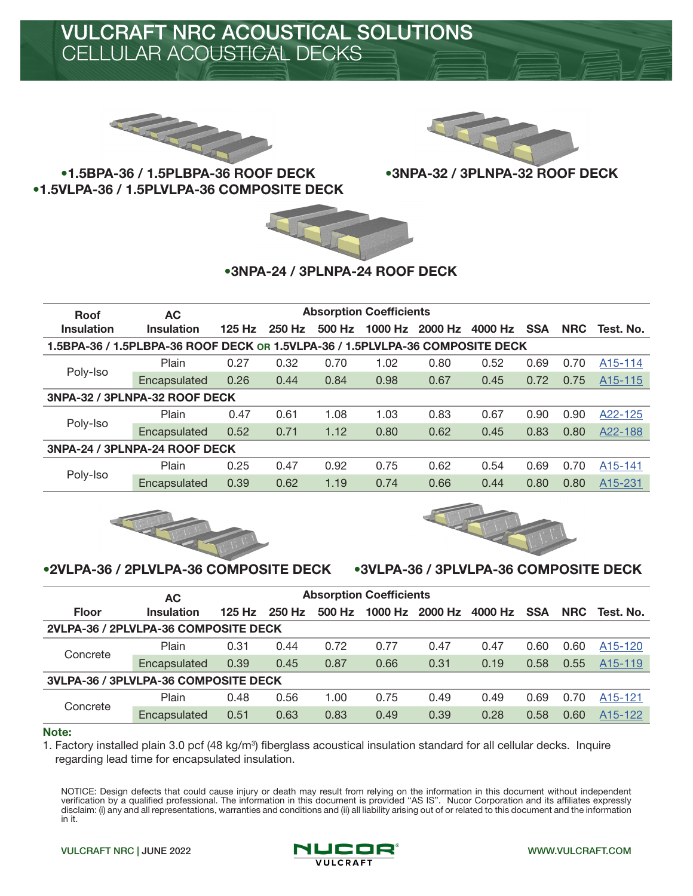# VULCRAFT NRC ACOUSTICAL SOLUTIONS
## CELLULAR ACOUSTICAL DECKS

- **1.5BPA-36 / 1.5PLBPA-36 ROOF DECK**
- **1.5VLPA-36 / 1.5PLVLPA-36 COMPOSITE DECK**
- **3NPA-32 / 3PLNPA-32 ROOF DECK**
- **3NPA-24 / 3PLNPA-24 ROOF DECK**

| Roof Insulation | AC Insulation | Absorption Coefficients 125 Hz | 250 Hz | 500 Hz | 1000 Hz | 2000 Hz | 4000 Hz | SSA | NRC | Test. No. |
|---|---|---|---|---|---|---|---|---|---|---|
| **1.5BPA-36 / 1.5PLBPA-36 ROOF DECK OR 1.5VLPA-36 / 1.5PLVLPA-36 COMPOSITE DECK** | | | | | | | | | | |
| Poly-Iso | Plain | 0.27 | 0.32 | 0.70 | 1.02 | 0.80 | 0.52 | 0.69 | 0.70 | A15-114 |
| | Encapsulated | 0.26 | 0.44 | 0.84 | 0.98 | 0.67 | 0.45 | 0.72 | 0.75 | A15-115 |
| **3NPA-32 / 3PLNPA-32 ROOF DECK** | | | | | | | | | | |
| Poly-Iso | Plain | 0.47 | 0.61 | 1.08 | 1.03 | 0.83 | 0.67 | 0.90 | 0.90 | A22-125 |
| | Encapsulated | 0.52 | 0.71 | 1.12 | 0.80 | 0.62 | 0.45 | 0.83 | 0.80 | A22-188 |
| **3NPA-24 / 3PLNPA-24 ROOF DECK** | | | | | | | | | | |
| Poly-Iso | Plain | 0.25 | 0.47 | 0.92 | 0.75 | 0.62 | 0.54 | 0.69 | 0.70 | A15-141 |
| | Encapsulated | 0.39 | 0.62 | 1.19 | 0.74 | 0.66 | 0.44 | 0.80 | 0.80 | A15-231 |

- **2VLPA-36 / 2PLVLPA-36 COMPOSITE DECK**
- **3VLPA-36 / 3PLVLPA-36 COMPOSITE DECK**

| Floor | AC Insulation | Absorption Coefficients 125 Hz | 250 Hz | 500 Hz | 1000 Hz | 2000 Hz | 4000 Hz | SSA | NRC | Test. No. |
|---|---|---|---|---|---|---|---|---|---|---|
| **2VLPA-36 / 2PLVLPA-36 COMPOSITE DECK** | | | | | | | | | | |
| Concrete | Plain | 0.31 | 0.44 | 0.72 | 0.77 | 0.47 | 0.47 | 0.60 | 0.60 | A15-120 |
| | Encapsulated | 0.39 | 0.45 | 0.87 | 0.66 | 0.31 | 0.19 | 0.58 | 0.55 | A15-119 |
| **3VLPA-36 / 3PLVLPA-36 COMPOSITE DECK** | | | | | | | | | | |
| Concrete | Plain | 0.48 | 0.56 | 1.00 | 0.75 | 0.49 | 0.49 | 0.69 | 0.70 | A15-121 |
| | Encapsulated | 0.51 | 0.63 | 0.83 | 0.49 | 0.39 | 0.28 | 0.58 | 0.60 | A15-122 |

**Note:**

1. Factory installed plain 3.0 pcf (48 kg/m³) fiberglass acoustical insulation standard for all cellular decks. Inquire regarding lead time for encapsulated insulation.

NOTICE: Design defects that could cause injury or death may result from relying on the information in this document without independent verification by a qualified professional. The information in this document is provided "AS IS". Nucor Corporation and its affiliates expressly disclaim: (i) any and all representations, warranties and conditions and (ii) all liability arising out of or related to this document and the information in it.

VULCRAFT NRC | JUNE 2022 NUCOR VULCRAFT WWW.VULCRAFT.COM